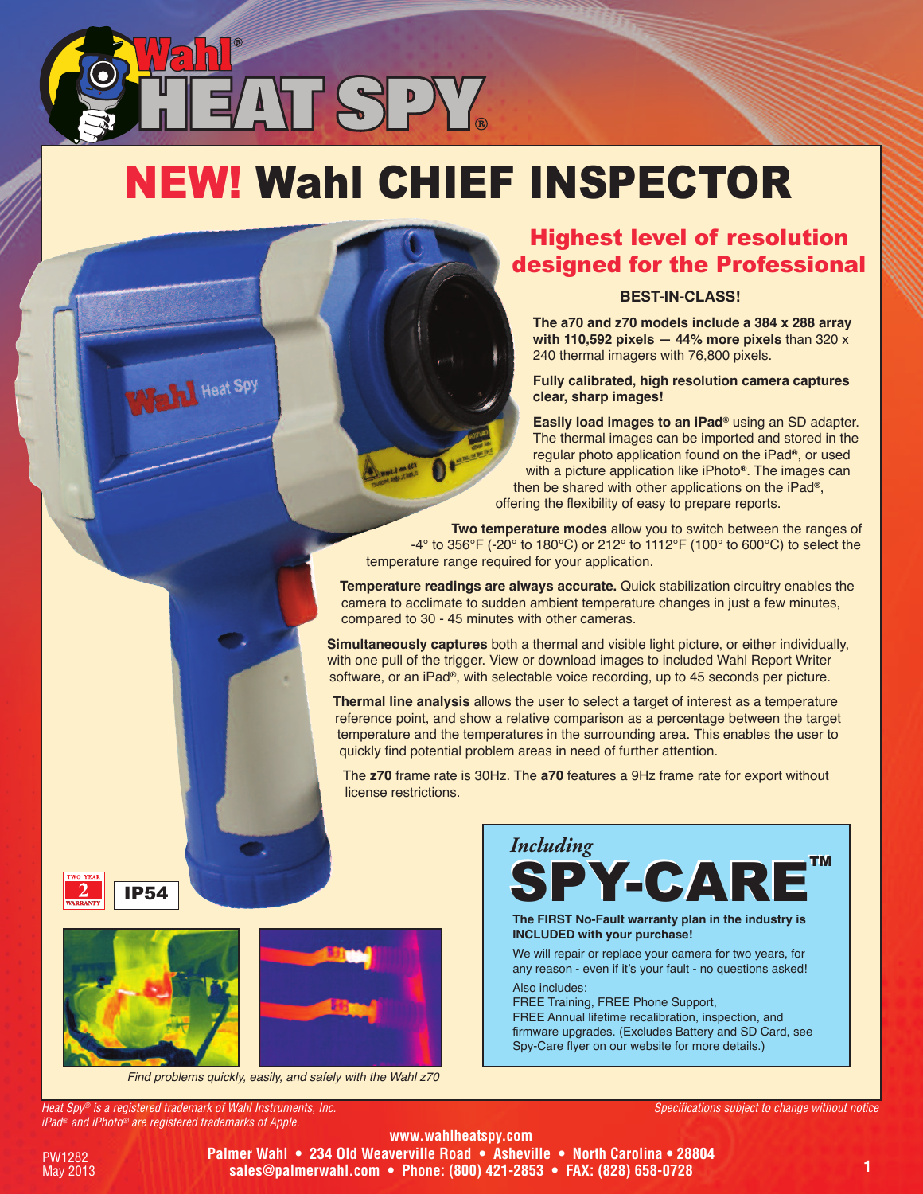# Wahl® HEAT SPY®

# NEW! Wahl CHIEF INSPECTOR

## Highest level of resolution designed for the Professional

**BEST-IN-CLASS!**

**The a70 and z70 models include a 384 x 288 array with 110,592 pixels — 44% more pixels** than 320 x 240 thermal imagers with 76,800 pixels.

**Fully calibrated, high resolution camera captures clear, sharp images!**

**Easily load images to an iPad®** using an SD adapter. The thermal images can be imported and stored in the regular photo application found on the iPad®, or used with a picture application like iPhoto®. The images can then be shared with other applications on the iPad®, offering the flexibility of easy to prepare reports.

**Two temperature modes** allow you to switch between the ranges of -4° to 356°F (-20° to 180°C) or 212° to 1112°F (100° to 600°C) to select the temperature range required for your application.

**Temperature readings are always accurate.** Quick stabilization circuitry enables the camera to acclimate to sudden ambient temperature changes in just a few minutes, compared to 30 - 45 minutes with other cameras.

**Simultaneously captures** both a thermal and visible light picture, or either individually, with one pull of the trigger. View or download images to included Wahl Report Writer software, or an iPad®, with selectable voice recording, up to 45 seconds per picture.

**Thermal line analysis** allows the user to select a target of interest as a temperature reference point, and show a relative comparison as a percentage between the target temperature and the temperatures in the surrounding area. This enables the user to quickly find potential problem areas in need of further attention.

The **z70** frame rate is 30Hz. The **a70** features a 9Hz frame rate for export without license restrictions.

TWO YEAR 2 WARRANTY

IP54

*Find problems quickly, easily, and safely with the Wahl z70*

*Including*

## SPY-CARE™

**The FIRST No-Fault warranty plan in the industry is INCLUDED with your purchase!**

We will repair or replace your camera for two years, for any reason - even if it's your fault - no questions asked!

Also includes:
FREE Training, FREE Phone Support,
FREE Annual lifetime recalibration, inspection, and firmware upgrades. (Excludes Battery and SD Card, see Spy-Care flyer on our website for more details.)

*Heat Spy® is a registered trademark of Wahl Instruments, Inc.*
*iPad® and iPhoto® are registered trademarks of Apple.*

*Specifications subject to change without notice*

**www.wahlheatspy.com**
**Palmer Wahl • 234 Old Weaverville Road • Asheville • North Carolina • 28804**
**sales@palmerwahl.com • Phone: (800) 421-2853 • FAX: (828) 658-0728**

PW1282
May 2013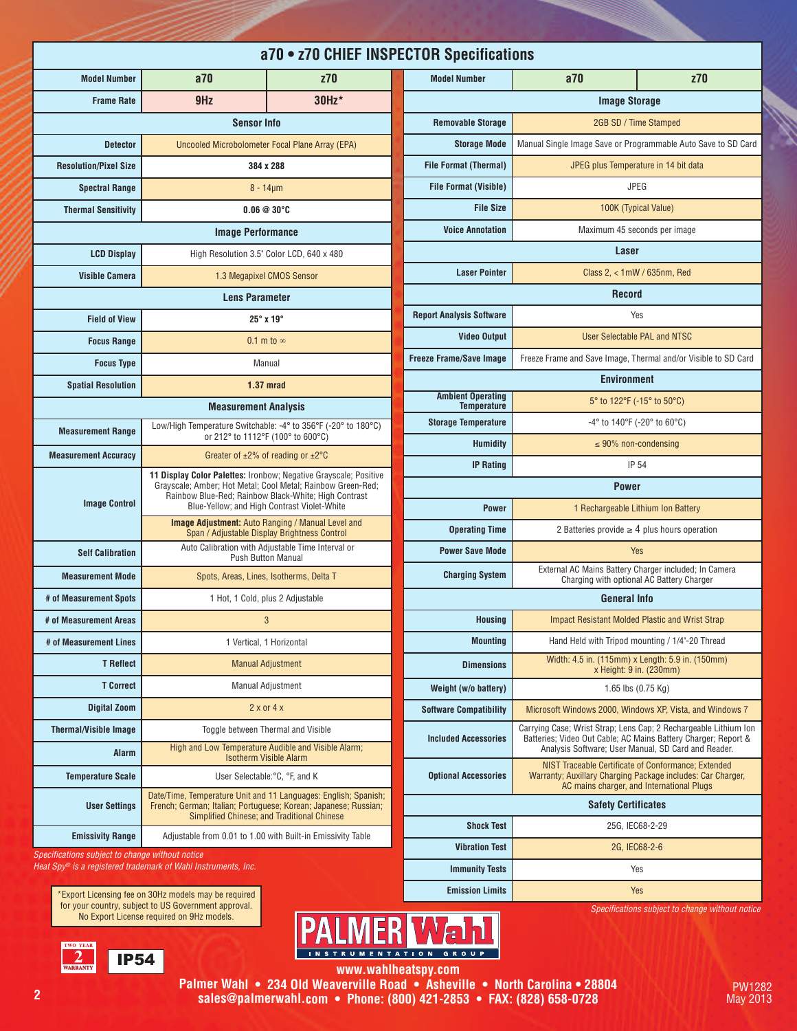# a70 • z70 CHIEF INSPECTOR Specifications

| Model Number | a70 | z70 |
|---|---|---|
| Frame Rate | 9Hz | 30Hz* |
| **Sensor Info** | | |
| Detector | Uncooled Microbolometer Focal Plane Array (EPA) | |
| Resolution/Pixel Size | 384 x 288 | |
| Spectral Range | 8 - 14μm | |
| Thermal Sensitivity | 0.06 @ 30°C | |
| **Image Performance** | | |
| LCD Display | High Resolution 3.5" Color LCD, 640 x 480 | |
| Visible Camera | 1.3 Megapixel CMOS Sensor | |
| **Lens Parameter** | | |
| Field of View | 25° x 19° | |
| Focus Range | 0.1 m to ∞ | |
| Focus Type | Manual | |
| Spatial Resolution | 1.37 mrad | |
| **Measurement Analysis** | | |
| Measurement Range | Low/High Temperature Switchable: -4° to 356°F (-20° to 180°C) or 212° to 1112°F (100° to 600°C) | |
| Measurement Accuracy | Greater of ±2% of reading or ±2°C | |
| Image Control | **11 Display Color Palettes:** Ironbow; Negative Grayscale; Positive Grayscale; Amber; Hot Metal; Cool Metal; Rainbow Green-Red; Rainbow Blue-Red; Rainbow Black-White; High Contrast Blue-Yellow; and High Contrast Violet-White<br>**Image Adjustment:** Auto Ranging / Manual Level and Span / Adjustable Display Brightness Control | |
| Self Calibration | Auto Calibration with Adjustable Time Interval or Push Button Manual | |
| Measurement Mode | Spots, Areas, Lines, Isotherms, Delta T | |
| # of Measurement Spots | 1 Hot, 1 Cold, plus 2 Adjustable | |
| # of Measurement Areas | 3 | |
| # of Measurement Lines | 1 Vertical, 1 Horizontal | |
| T Reflect | Manual Adjustment | |
| T Correct | Manual Adjustment | |
| Digital Zoom | 2 x or 4 x | |
| Thermal/Visible Image | Toggle between Thermal and Visible | |
| Alarm | High and Low Temperature Audible and Visible Alarm; Isotherm Visible Alarm | |
| Temperature Scale | User Selectable:°C, °F, and K | |
| User Settings | Date/Time, Temperature Unit and 11 Languages: English; Spanish; French; German; Italian; Portuguese; Korean; Japanese; Russian; Simplified Chinese; and Traditional Chinese | |
| Emissivity Range | Adjustable from 0.01 to 1.00 with Built-in Emissivity Table | |

*Specifications subject to change without notice*
*Heat Spy® is a registered trademark of Wahl Instruments, Inc.*

| Model Number | a70 | z70 |
|---|---|---|
| **Image Storage** | | |
| Removable Storage | 2GB SD / Time Stamped | |
| Storage Mode | Manual Single Image Save or Programmable Auto Save to SD Card | |
| File Format (Thermal) | JPEG plus Temperature in 14 bit data | |
| File Format (Visible) | JPEG | |
| File Size | 100K (Typical Value) | |
| Voice Annotation | Maximum 45 seconds per image | |
| **Laser** | | |
| Laser Pointer | Class 2, < 1mW / 635nm, Red | |
| **Record** | | |
| Report Analysis Software | Yes | |
| Video Output | User Selectable PAL and NTSC | |
| Freeze Frame/Save Image | Freeze Frame and Save Image, Thermal and/or Visible to SD Card | |
| **Environment** | | |
| Ambient Operating Temperature | 5° to 122°F (-15° to 50°C) | |
| Storage Temperature | -4° to 140°F (-20° to 60°C) | |
| Humidity | ≤ 90% non-condensing | |
| IP Rating | IP 54 | |
| **Power** | | |
| Power | 1 Rechargeable Lithium Ion Battery | |
| Operating Time | 2 Batteries provide ≥ 4 plus hours operation | |
| Power Save Mode | Yes | |
| Charging System | External AC Mains Battery Charger included; In Camera Charging with optional AC Battery Charger | |
| **General Info** | | |
| Housing | Impact Resistant Molded Plastic and Wrist Strap | |
| Mounting | Hand Held with Tripod mounting / 1/4"-20 Thread | |
| Dimensions | Width: 4.5 in. (115mm) x Length: 5.9 in. (150mm) x Height: 9 in. (230mm) | |
| Weight (w/o battery) | 1.65 lbs (0.75 Kg) | |
| Software Compatibility | Microsoft Windows 2000, Windows XP, Vista, and Windows 7 | |
| Included Accessories | Carrying Case; Wrist Strap; Lens Cap; 2 Rechargeable Lithium Ion Batteries; Video Out Cable; AC Mains Battery Charger; Report & Analysis Software; User Manual, SD Card and Reader. | |
| Optional Accessories | NIST Traceable Certificate of Conformance; Extended Warranty; Auxillary Charging Package includes: Car Charger, AC mains charger, and International Plugs | |
| **Safety Certificates** | | |
| Shock Test | 25G, IEC68-2-29 | |
| Vibration Test | 2G, IEC68-2-6 | |
| Immunity Tests | Yes | |
| Emission Limits | Yes | |

*Specifications subject to change without notice*

*Export Licensing fee on 30Hz models may be required for your country, subject to US Government approval. No Export License required on 9Hz models.

TWO YEAR 2 WARRANTY

IP54

PALMER Wahl
INSTRUMENTATION GROUP

www.wahlheatspy.com

Palmer Wahl • 234 Old Weaverville Road • Asheville • North Carolina • 28804
sales@palmerwahl.com • Phone: (800) 421-2853 • FAX: (828) 658-0728

PW1282
May 2013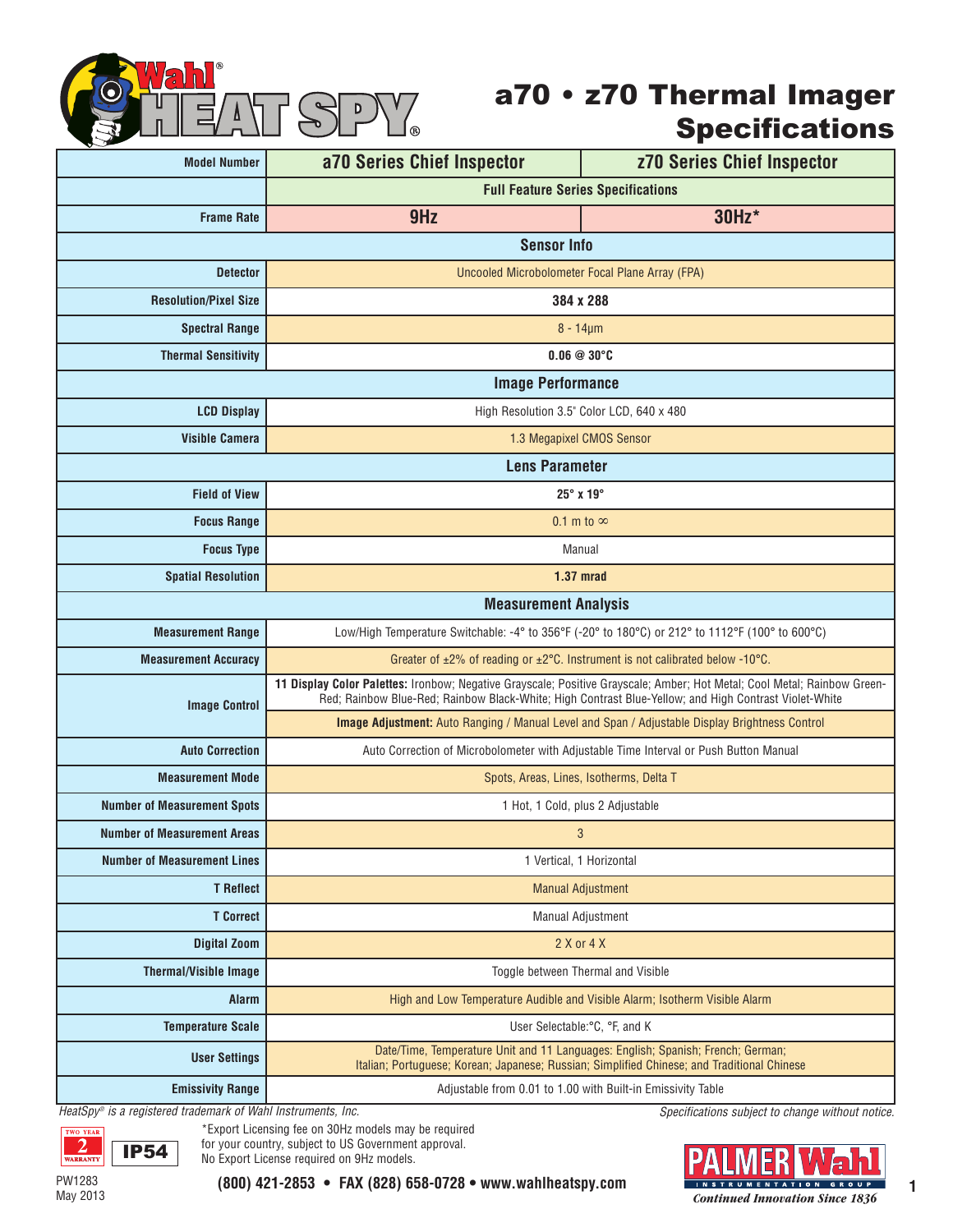# a70 • z70 Thermal Imager Specifications

| Model Number | a70 Series Chief Inspector | z70 Series Chief Inspector |
|---|---|---|
| | **Full Feature Series Specifications** | |
| **Frame Rate** | **9Hz** | **30Hz*** |
| **Sensor Info** | | |
| **Detector** | Uncooled Microbolometer Focal Plane Array (FPA) | |
| **Resolution/Pixel Size** | **384 x 288** | |
| **Spectral Range** | 8 - 14µm | |
| **Thermal Sensitivity** | **0.06 @ 30°C** | |
| **Image Performance** | | |
| **LCD Display** | High Resolution 3.5" Color LCD, 640 x 480 | |
| **Visible Camera** | 1.3 Megapixel CMOS Sensor | |
| **Lens Parameter** | | |
| **Field of View** | **25° x 19°** | |
| **Focus Range** | 0.1 m to ∞ | |
| **Focus Type** | Manual | |
| **Spatial Resolution** | **1.37 mrad** | |
| **Measurement Analysis** | | |
| **Measurement Range** | Low/High Temperature Switchable: -4° to 356°F (-20° to 180°C) or 212° to 1112°F (100° to 600°C) | |
| **Measurement Accuracy** | Greater of ±2% of reading or ±2°C. Instrument is not calibrated below -10°C. | |
| **Image Control** | **11 Display Color Palettes:** Ironbow; Negative Grayscale; Positive Grayscale; Amber; Hot Metal; Cool Metal; Rainbow Green-Red; Rainbow Blue-Red; Rainbow Black-White; High Contrast Blue-Yellow; and High Contrast Violet-White | |
| | **Image Adjustment:** Auto Ranging / Manual Level and Span / Adjustable Display Brightness Control | |
| **Auto Correction** | Auto Correction of Microbolometer with Adjustable Time Interval or Push Button Manual | |
| **Measurement Mode** | Spots, Areas, Lines, Isotherms, Delta T | |
| **Number of Measurement Spots** | 1 Hot, 1 Cold, plus 2 Adjustable | |
| **Number of Measurement Areas** | 3 | |
| **Number of Measurement Lines** | 1 Vertical, 1 Horizontal | |
| **T Reflect** | Manual Adjustment | |
| **T Correct** | Manual Adjustment | |
| **Digital Zoom** | 2 X or 4 X | |
| **Thermal/Visible Image** | Toggle between Thermal and Visible | |
| **Alarm** | High and Low Temperature Audible and Visible Alarm; Isotherm Visible Alarm | |
| **Temperature Scale** | User Selectable:°C, °F, and K | |
| **User Settings** | Date/Time, Temperature Unit and 11 Languages: English; Spanish; French; German; Italian; Portuguese; Korean; Japanese; Russian; Simplified Chinese; and Traditional Chinese | |
| **Emissivity Range** | Adjustable from 0.01 to 1.00 with Built-in Emissivity Table | |

*HeatSpy® is a registered trademark of Wahl Instruments, Inc.*

*Specifications subject to change without notice.*

TWO YEAR 2 WARRANTY

IP54

*Export Licensing fee on 30Hz models may be required for your country, subject to US Government approval. No Export License required on 9Hz models.

PW1283
May 2013

**(800) 421-2853 • FAX (828) 658-0728 • www.wahlheatspy.com**

PALMER Wahl INSTRUMENTATION GROUP
*Continued Innovation Since 1836*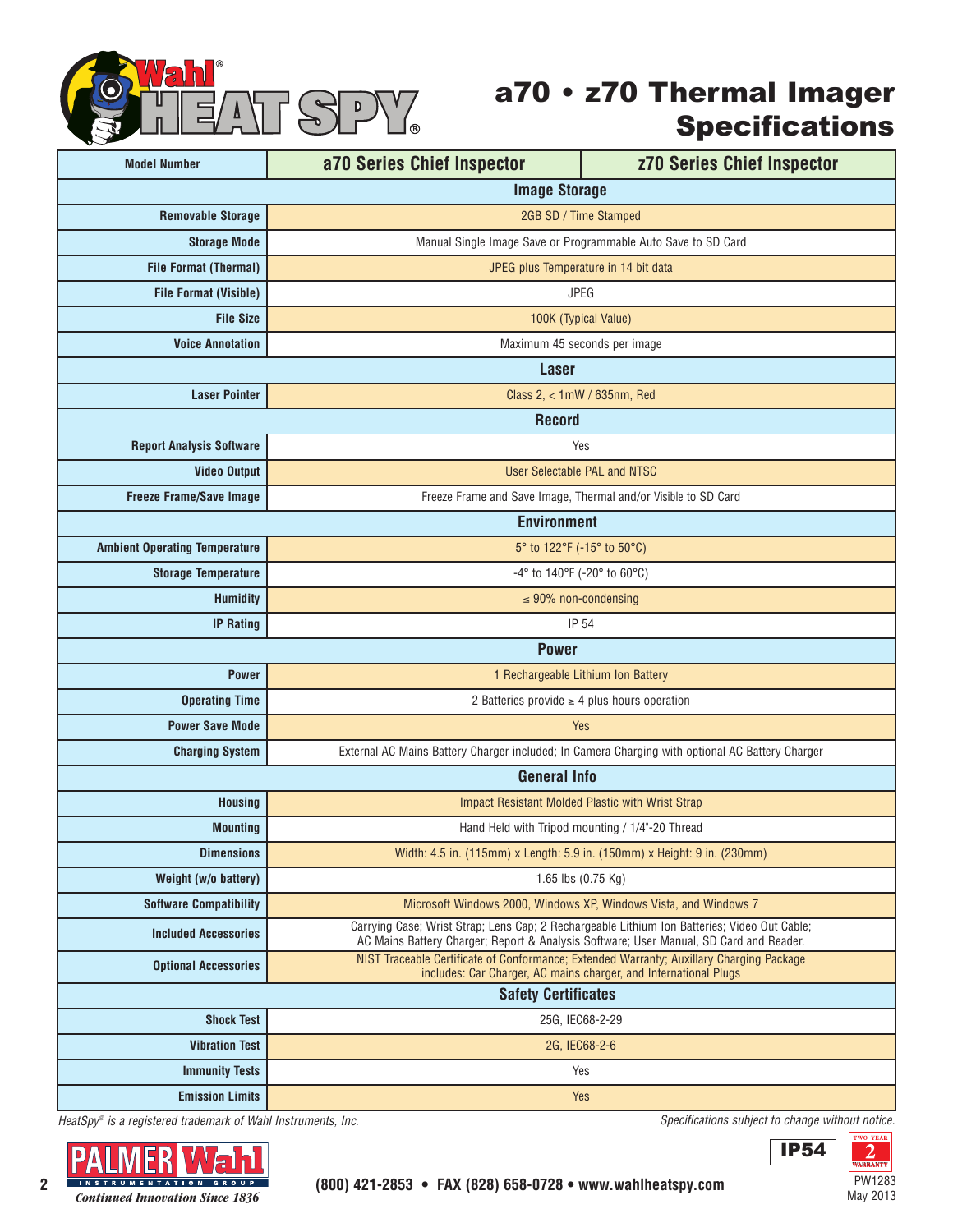# a70 • z70 Thermal Imager Specifications

| Model Number | a70 Series Chief Inspector | z70 Series Chief Inspector |
|---|---|---|
| **Image Storage** | | |
| Removable Storage | 2GB SD / Time Stamped | |
| Storage Mode | Manual Single Image Save or Programmable Auto Save to SD Card | |
| File Format (Thermal) | JPEG plus Temperature in 14 bit data | |
| File Format (Visible) | JPEG | |
| File Size | 100K (Typical Value) | |
| Voice Annotation | Maximum 45 seconds per image | |
| **Laser** | | |
| Laser Pointer | Class 2, < 1mW / 635nm, Red | |
| **Record** | | |
| Report Analysis Software | Yes | |
| Video Output | User Selectable PAL and NTSC | |
| Freeze Frame/Save Image | Freeze Frame and Save Image, Thermal and/or Visible to SD Card | |
| **Environment** | | |
| Ambient Operating Temperature | 5° to 122°F (-15° to 50°C) | |
| Storage Temperature | -4° to 140°F (-20° to 60°C) | |
| Humidity | ≤ 90% non-condensing | |
| IP Rating | IP 54 | |
| **Power** | | |
| Power | 1 Rechargeable Lithium Ion Battery | |
| Operating Time | 2 Batteries provide ≥ 4 plus hours operation | |
| Power Save Mode | Yes | |
| Charging System | External AC Mains Battery Charger included; In Camera Charging with optional AC Battery Charger | |
| **General Info** | | |
| Housing | Impact Resistant Molded Plastic with Wrist Strap | |
| Mounting | Hand Held with Tripod mounting / 1/4"-20 Thread | |
| Dimensions | Width: 4.5 in. (115mm) x Length: 5.9 in. (150mm) x Height: 9 in. (230mm) | |
| Weight (w/o battery) | 1.65 lbs (0.75 Kg) | |
| Software Compatibility | Microsoft Windows 2000, Windows XP, Windows Vista, and Windows 7 | |
| Included Accessories | Carrying Case; Wrist Strap; Lens Cap; 2 Rechargeable Lithium Ion Batteries; Video Out Cable; AC Mains Battery Charger; Report & Analysis Software; User Manual, SD Card and Reader. | |
| Optional Accessories | NIST Traceable Certificate of Conformance; Extended Warranty; Auxillary Charging Package includes: Car Charger, AC mains charger, and International Plugs | |
| **Safety Certificates** | | |
| Shock Test | 25G, IEC68-2-29 | |
| Vibration Test | 2G, IEC68-2-6 | |
| Immunity Tests | Yes | |
| Emission Limits | Yes | |

*HeatSpy® is a registered trademark of Wahl Instruments, Inc.*

*Specifications subject to change without notice.*

PALMER Wahl INSTRUMENTATION GROUP

*Continued Innovation Since 1836*

(800) 421-2853 • FAX (828) 658-0728 • www.wahlheatspy.com

IP54

TWO YEAR 2 WARRANTY

PW1283
May 2013